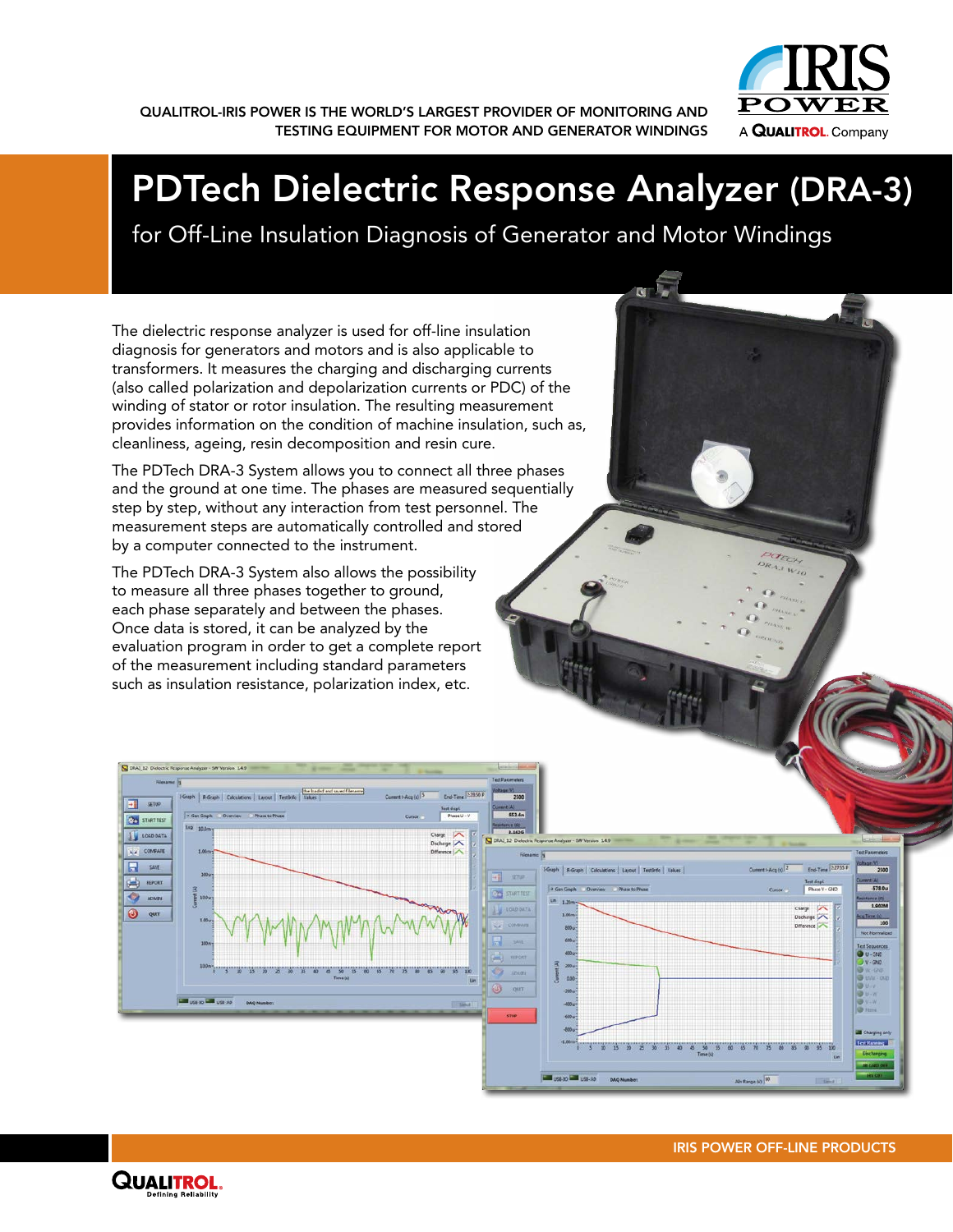QUALITROL-IRIS POWER IS THE WORLD'S LARGEST PROVIDER OF MONITORING AND TESTING EQUIPMENT FOR MOTOR AND GENERATOR WINDINGS

# PDTech Dielectric Response Analyzer (DRA-3)

## for Off-Line Insulation Diagnosis of Generator and Motor Windings

The dielectric response analyzer is used for off-line insulation diagnosis for generators and motors and is also applicable to transformers. It measures the charging and discharging currents (also called polarization and depolarization currents or PDC) of the winding of stator or rotor insulation. The resulting measurement provides information on the condition of machine insulation, such as, cleanliness, ageing, resin decomposition and resin cure.

The PDTech DRA-3 System allows you to connect all three phases and the ground at one time. The phases are measured sequentially step by step, without any interaction from test personnel. The measurement steps are automatically controlled and stored by a computer connected to the instrument.

The PDTech DRA-3 System also allows the possibility to measure all three phases together to ground, each phase separately and between the phases. Once data is stored, it can be analyzed by the evaluation program in order to get a complete report of the measurement including standard parameters such as insulation resistance, polarization index, etc.

IRIS POWER OFF-LINE PRODUCTS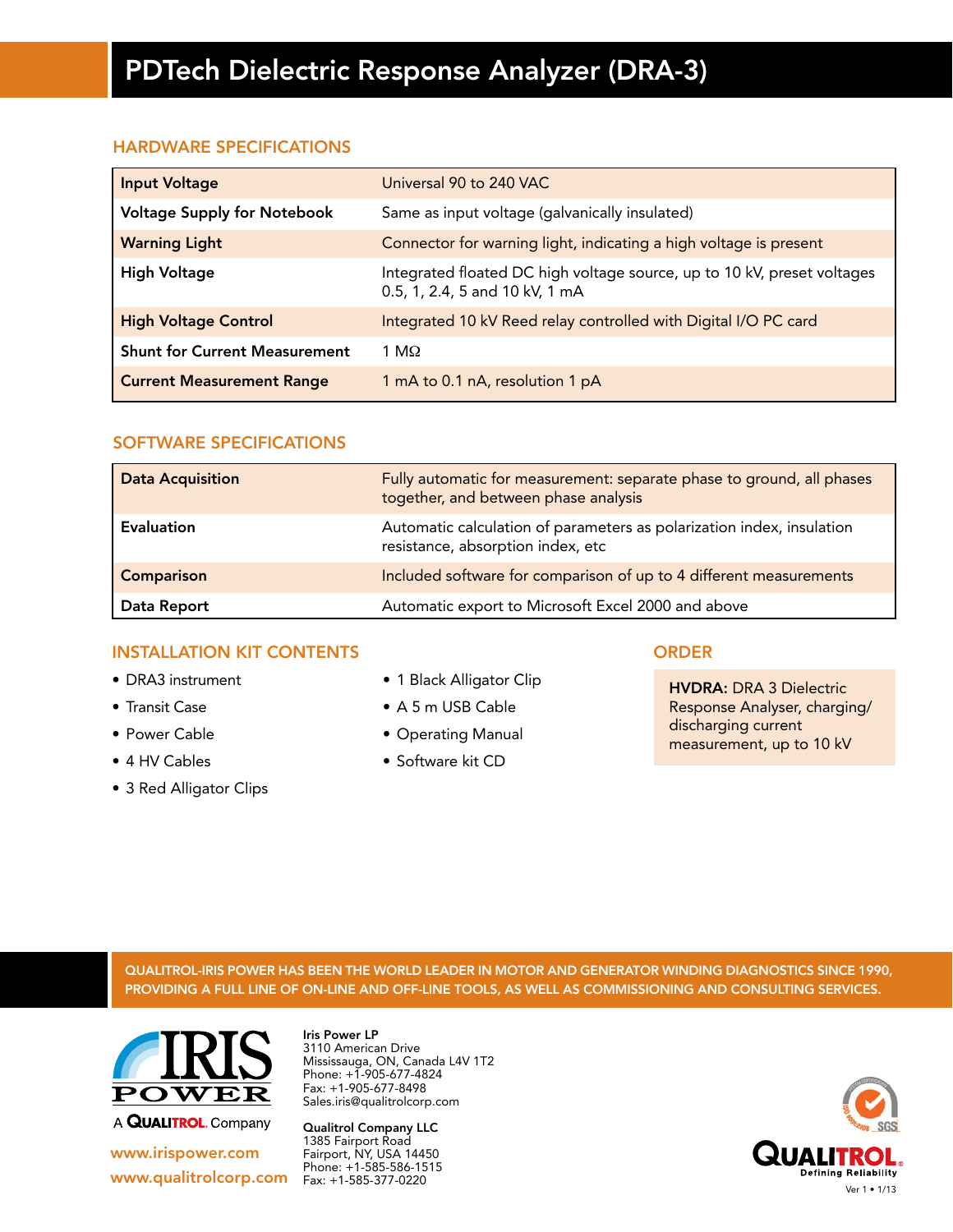# PDTech Dielectric Response Analyzer (DRA-3)

## HARDWARE SPECIFICATIONS

| | |
|---|---|
| **Input Voltage** | Universal 90 to 240 VAC |
| **Voltage Supply for Notebook** | Same as input voltage (galvanically insulated) |
| **Warning Light** | Connector for warning light, indicating a high voltage is present |
| **High Voltage** | Integrated floated DC high voltage source, up to 10 kV, preset voltages 0.5, 1, 2.4, 5 and 10 kV, 1 mA |
| **High Voltage Control** | Integrated 10 kV Reed relay controlled with Digital I/O PC card |
| **Shunt for Current Measurement** | 1 MΩ |
| **Current Measurement Range** | 1 mA to 0.1 nA, resolution 1 pA |

## SOFTWARE SPECIFICATIONS

| | |
|---|---|
| **Data Acquisition** | Fully automatic for measurement: separate phase to ground, all phases together, and between phase analysis |
| **Evaluation** | Automatic calculation of parameters as polarization index, insulation resistance, absorption index, etc |
| **Comparison** | Included software for comparison of up to 4 different measurements |
| **Data Report** | Automatic export to Microsoft Excel 2000 and above |

## INSTALLATION KIT CONTENTS

- DRA3 instrument
- Transit Case
- Power Cable
- 4 HV Cables
- 3 Red Alligator Clips
- 1 Black Alligator Clip
- A 5 m USB Cable
- Operating Manual
- Software kit CD

## ORDER

**HVDRA:** DRA 3 Dielectric Response Analyser, charging/discharging current measurement, up to 10 kV

QUALITROL-IRIS POWER HAS BEEN THE WORLD LEADER IN MOTOR AND GENERATOR WINDING DIAGNOSTICS SINCE 1990, PROVIDING A FULL LINE OF ON-LINE AND OFF-LINE TOOLS, AS WELL AS COMMISSIONING AND CONSULTING SERVICES.

IRIS POWER
A QUALITROL Company

www.irispower.com
www.qualitrolcorp.com

**Iris Power LP**
3110 American Drive
Mississauga, ON, Canada L4V 1T2
Phone: +1-905-677-4824
Fax: +1-905-677-8498
Sales.iris@qualitrolcorp.com

**Qualitrol Company LLC**
1385 Fairport Road
Fairport, NY, USA 14450
Phone: +1-585-586-1515
Fax: +1-585-377-0220

QUALITROL
Defining Reliability

Ver 1 • 1/13